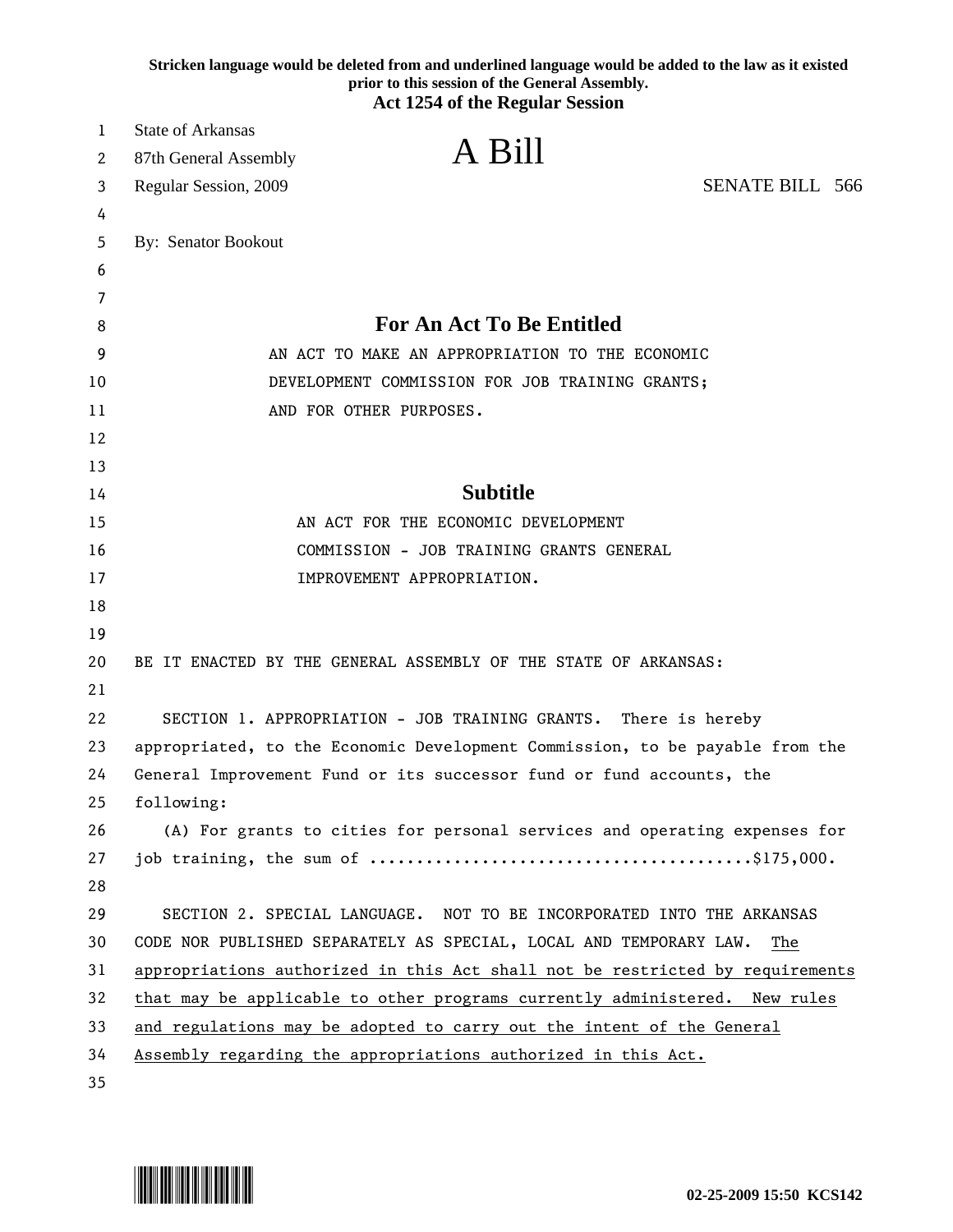**Stricken language would be deleted from and underlined language would be added to the law as it existed prior to this session of the General Assembly.**

**Act 1254 of the Regular Session**

State of Arkansas
87th General Assembly
Regular Session, 2009

# A Bill

SENATE BILL 566

By: Senator Bookout

## For An Act To Be Entitled

AN ACT TO MAKE AN APPROPRIATION TO THE ECONOMIC DEVELOPMENT COMMISSION FOR JOB TRAINING GRANTS; AND FOR OTHER PURPOSES.

## Subtitle

AN ACT FOR THE ECONOMIC DEVELOPMENT COMMISSION - JOB TRAINING GRANTS GENERAL IMPROVEMENT APPROPRIATION.

BE IT ENACTED BY THE GENERAL ASSEMBLY OF THE STATE OF ARKANSAS:

SECTION 1. APPROPRIATION - JOB TRAINING GRANTS. There is hereby appropriated, to the Economic Development Commission, to be payable from the General Improvement Fund or its successor fund or fund accounts, the following:

(A) For grants to cities for personal services and operating expenses for job training, the sum of ........................................$175,000.

SECTION 2. SPECIAL LANGUAGE. NOT TO BE INCORPORATED INTO THE ARKANSAS CODE NOR PUBLISHED SEPARATELY AS SPECIAL, LOCAL AND TEMPORARY LAW. <u>The appropriations authorized in this Act shall not be restricted by requirements that may be applicable to other programs currently administered. New rules and regulations may be adopted to carry out the intent of the General Assembly regarding the appropriations authorized in this Act.</u>

02-25-2009 15:50 KCS142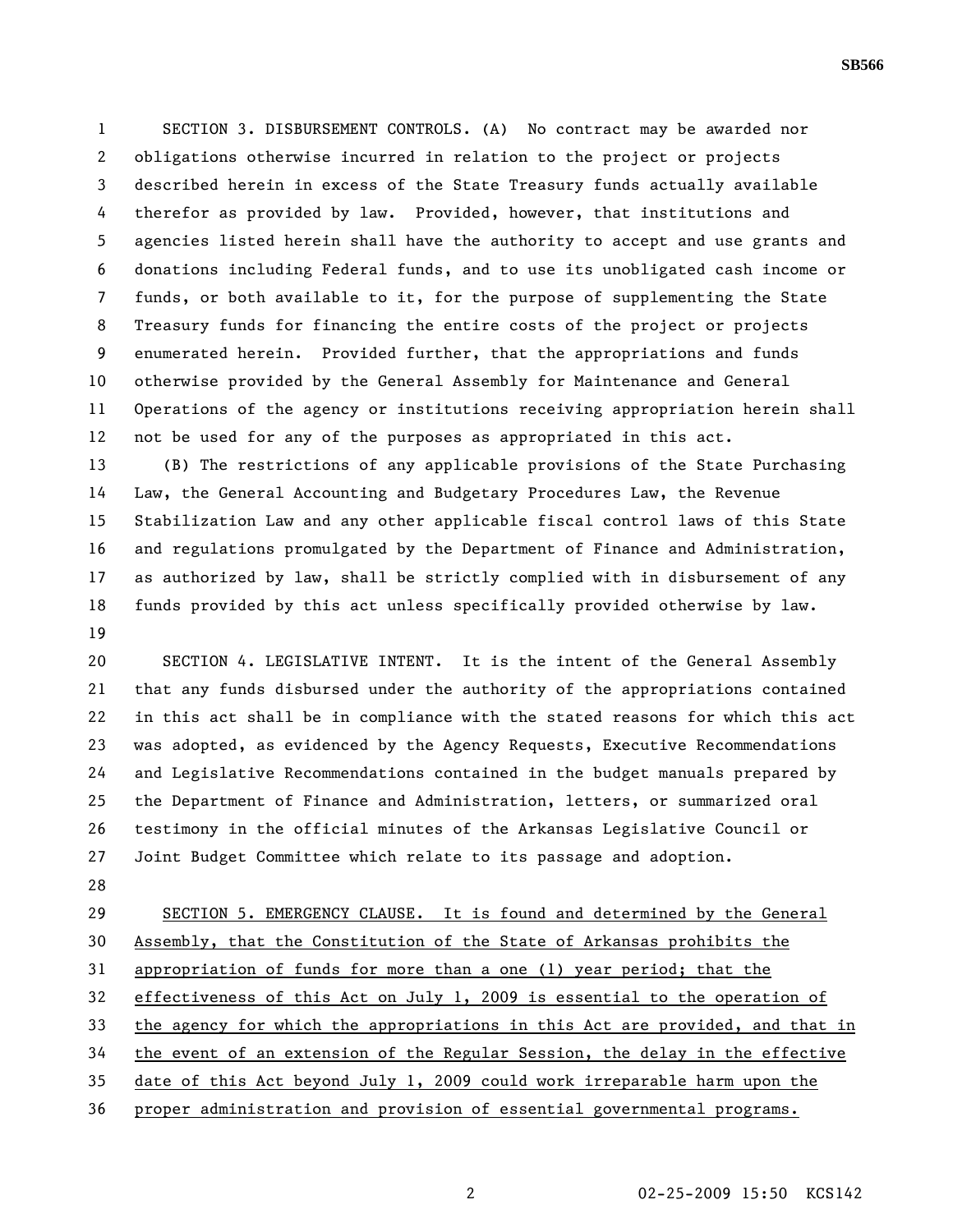SECTION 3. DISBURSEMENT CONTROLS. (A) No contract may be awarded nor obligations otherwise incurred in relation to the project or projects described herein in excess of the State Treasury funds actually available therefor as provided by law. Provided, however, that institutions and agencies listed herein shall have the authority to accept and use grants and donations including Federal funds, and to use its unobligated cash income or funds, or both available to it, for the purpose of supplementing the State Treasury funds for financing the entire costs of the project or projects enumerated herein. Provided further, that the appropriations and funds otherwise provided by the General Assembly for Maintenance and General Operations of the agency or institutions receiving appropriation herein shall not be used for any of the purposes as appropriated in this act.

(B) The restrictions of any applicable provisions of the State Purchasing Law, the General Accounting and Budgetary Procedures Law, the Revenue Stabilization Law and any other applicable fiscal control laws of this State and regulations promulgated by the Department of Finance and Administration, as authorized by law, shall be strictly complied with in disbursement of any funds provided by this act unless specifically provided otherwise by law.

SECTION 4. LEGISLATIVE INTENT. It is the intent of the General Assembly that any funds disbursed under the authority of the appropriations contained in this act shall be in compliance with the stated reasons for which this act was adopted, as evidenced by the Agency Requests, Executive Recommendations and Legislative Recommendations contained in the budget manuals prepared by the Department of Finance and Administration, letters, or summarized oral testimony in the official minutes of the Arkansas Legislative Council or Joint Budget Committee which relate to its passage and adoption.

SECTION 5. EMERGENCY CLAUSE. It is found and determined by the General Assembly, that the Constitution of the State of Arkansas prohibits the appropriation of funds for more than a one (1) year period; that the effectiveness of this Act on July 1, 2009 is essential to the operation of the agency for which the appropriations in this Act are provided, and that in the event of an extension of the Regular Session, the delay in the effective date of this Act beyond July 1, 2009 could work irreparable harm upon the proper administration and provision of essential governmental programs.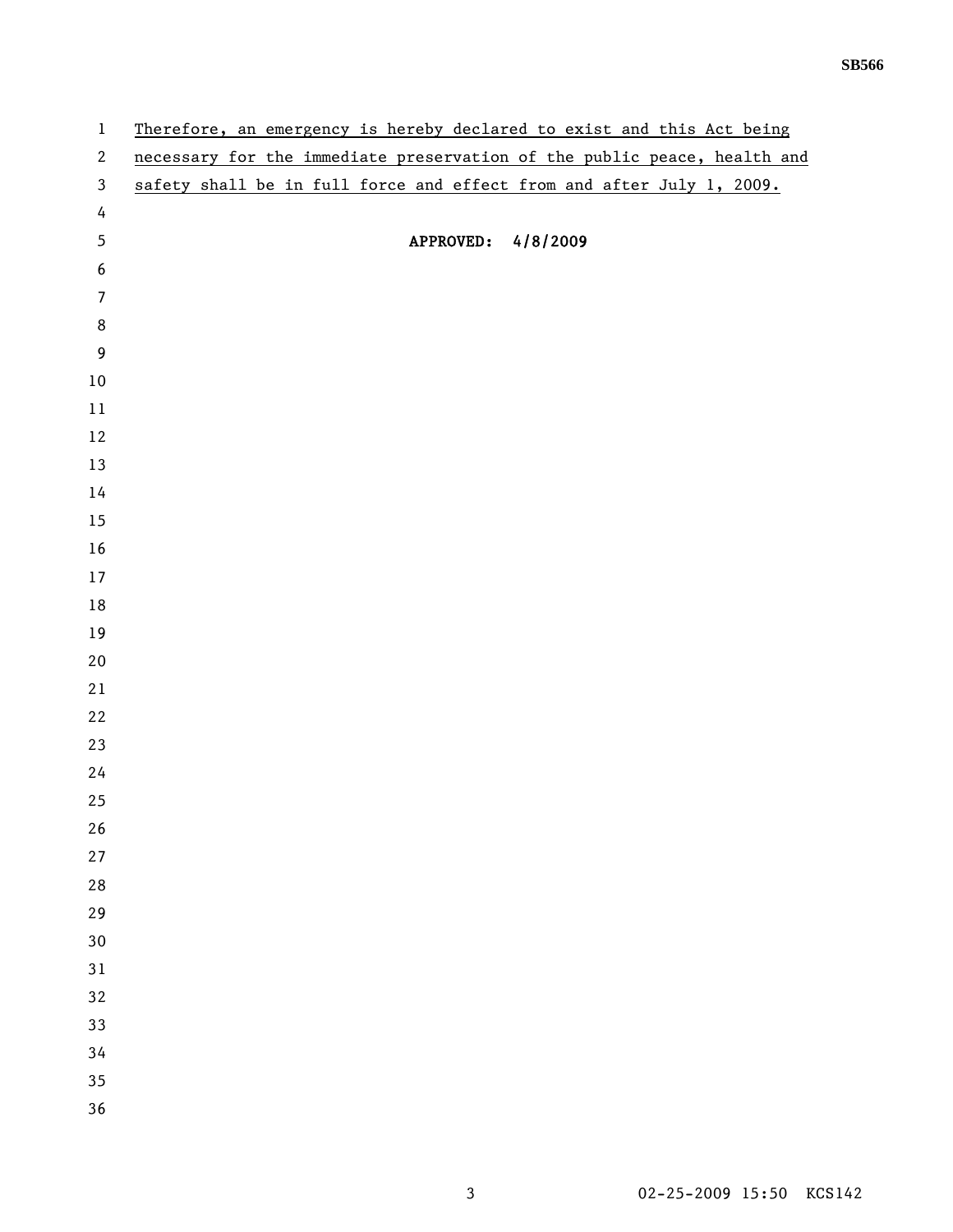Therefore, an emergency is hereby declared to exist and this Act being necessary for the immediate preservation of the public peace, health and safety shall be in full force and effect from and after July 1, 2009.

**APPROVED: 4/8/2009**